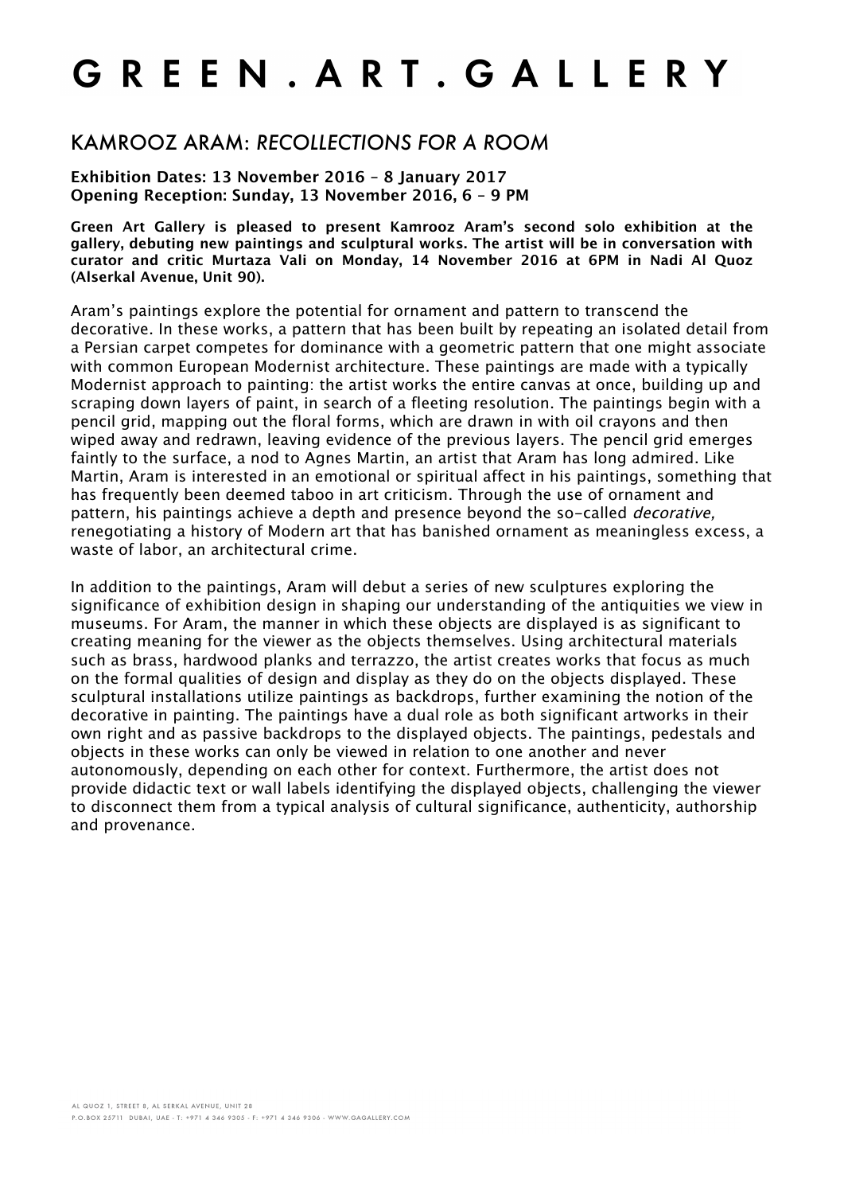# G R E E N . A R T . G A L L E R Y

## KAMROOZ ARAM: *RECOLLECTIONS FOR A ROOM*

**Exhibition Dates: 13 November 2016 – 8 January 2017**
**Opening Reception: Sunday, 13 November 2016, 6 – 9 PM**

**Green Art Gallery is pleased to present Kamrooz Aram's second solo exhibition at the gallery, debuting new paintings and sculptural works. The artist will be in conversation with curator and critic Murtaza Vali on Monday, 14 November 2016 at 6PM in Nadi Al Quoz (Alserkal Avenue, Unit 90).**

Aram's paintings explore the potential for ornament and pattern to transcend the decorative. In these works, a pattern that has been built by repeating an isolated detail from a Persian carpet competes for dominance with a geometric pattern that one might associate with common European Modernist architecture. These paintings are made with a typically Modernist approach to painting: the artist works the entire canvas at once, building up and scraping down layers of paint, in search of a fleeting resolution. The paintings begin with a pencil grid, mapping out the floral forms, which are drawn in with oil crayons and then wiped away and redrawn, leaving evidence of the previous layers. The pencil grid emerges faintly to the surface, a nod to Agnes Martin, an artist that Aram has long admired. Like Martin, Aram is interested in an emotional or spiritual affect in his paintings, something that has frequently been deemed taboo in art criticism. Through the use of ornament and pattern, his paintings achieve a depth and presence beyond the so-called *decorative,* renegotiating a history of Modern art that has banished ornament as meaningless excess, a waste of labor, an architectural crime.

In addition to the paintings, Aram will debut a series of new sculptures exploring the significance of exhibition design in shaping our understanding of the antiquities we view in museums. For Aram, the manner in which these objects are displayed is as significant to creating meaning for the viewer as the objects themselves. Using architectural materials such as brass, hardwood planks and terrazzo, the artist creates works that focus as much on the formal qualities of design and display as they do on the objects displayed. These sculptural installations utilize paintings as backdrops, further examining the notion of the decorative in painting. The paintings have a dual role as both significant artworks in their own right and as passive backdrops to the displayed objects. The paintings, pedestals and objects in these works can only be viewed in relation to one another and never autonomously, depending on each other for context. Furthermore, the artist does not provide didactic text or wall labels identifying the displayed objects, challenging the viewer to disconnect them from a typical analysis of cultural significance, authenticity, authorship and provenance.

AL QUOZ 1, STREET 8, AL SERKAL AVENUE, UNIT 28
P.O.BOX 25711 DUBAI, UAE - T: +971 4 346 9305 - F: +971 4 346 9306 - WWW.GAGALLERY.COM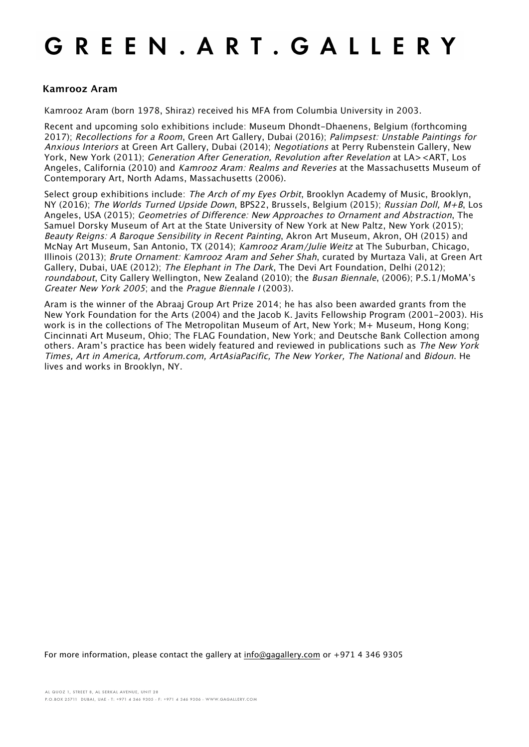# GREEN.ART.GALLERY

### Kamrooz Aram

Kamrooz Aram (born 1978, Shiraz) received his MFA from Columbia University in 2003.

Recent and upcoming solo exhibitions include: Museum Dhondt-Dhaenens, Belgium (forthcoming 2017); *Recollections for a Room*, Green Art Gallery, Dubai (2016); *Palimpsest: Unstable Paintings for Anxious Interiors* at Green Art Gallery, Dubai (2014); *Negotiations* at Perry Rubenstein Gallery, New York, New York (2011); *Generation After Generation, Revolution after Revelation* at LA><ART, Los Angeles, California (2010) and *Kamrooz Aram: Realms and Reveries* at the Massachusetts Museum of Contemporary Art, North Adams, Massachusetts (2006).

Select group exhibitions include: *The Arch of my Eyes Orbit*, Brooklyn Academy of Music, Brooklyn, NY (2016); *The Worlds Turned Upside Down*, BPS22, Brussels, Belgium (2015); *Russian Doll, M+B*, Los Angeles, USA (2015); *Geometries of Difference: New Approaches to Ornament and Abstraction*, The Samuel Dorsky Museum of Art at the State University of New York at New Paltz, New York (2015); *Beauty Reigns: A Baroque Sensibility in Recent Painting*, Akron Art Museum, Akron, OH (2015) and McNay Art Museum, San Antonio, TX (2014); *Kamrooz Aram/Julie Weitz* at The Suburban, Chicago, Illinois (2013); *Brute Ornament: Kamrooz Aram and Seher Shah*, curated by Murtaza Vali, at Green Art Gallery, Dubai, UAE (2012); *The Elephant in The Dark*, The Devi Art Foundation, Delhi (2012); *roundabout*, City Gallery Wellington, New Zealand (2010); the *Busan Biennale*, (2006); P.S.1/MoMA's *Greater New York 2005*; and the *Prague Biennale I* (2003).

Aram is the winner of the Abraaj Group Art Prize 2014; he has also been awarded grants from the New York Foundation for the Arts (2004) and the Jacob K. Javits Fellowship Program (2001-2003). His work is in the collections of The Metropolitan Museum of Art, New York; M+ Museum, Hong Kong; Cincinnati Art Museum, Ohio; The FLAG Foundation, New York; and Deutsche Bank Collection among others. Aram's practice has been widely featured and reviewed in publications such as *The New York Times, Art in America, Artforum.com, ArtAsiaPacific, The New Yorker, The National* and *Bidoun*. He lives and works in Brooklyn, NY.

For more information, please contact the gallery at info@gagallery.com or +971 4 346 9305

AL QUOZ 1, STREET 8, AL SERKAL AVENUE, UNIT 28
P.O.BOX 25711 DUBAI, UAE - T: +971 4 346 9305 - F: +971 4 346 9306 - WWW.GAGALLERY.COM